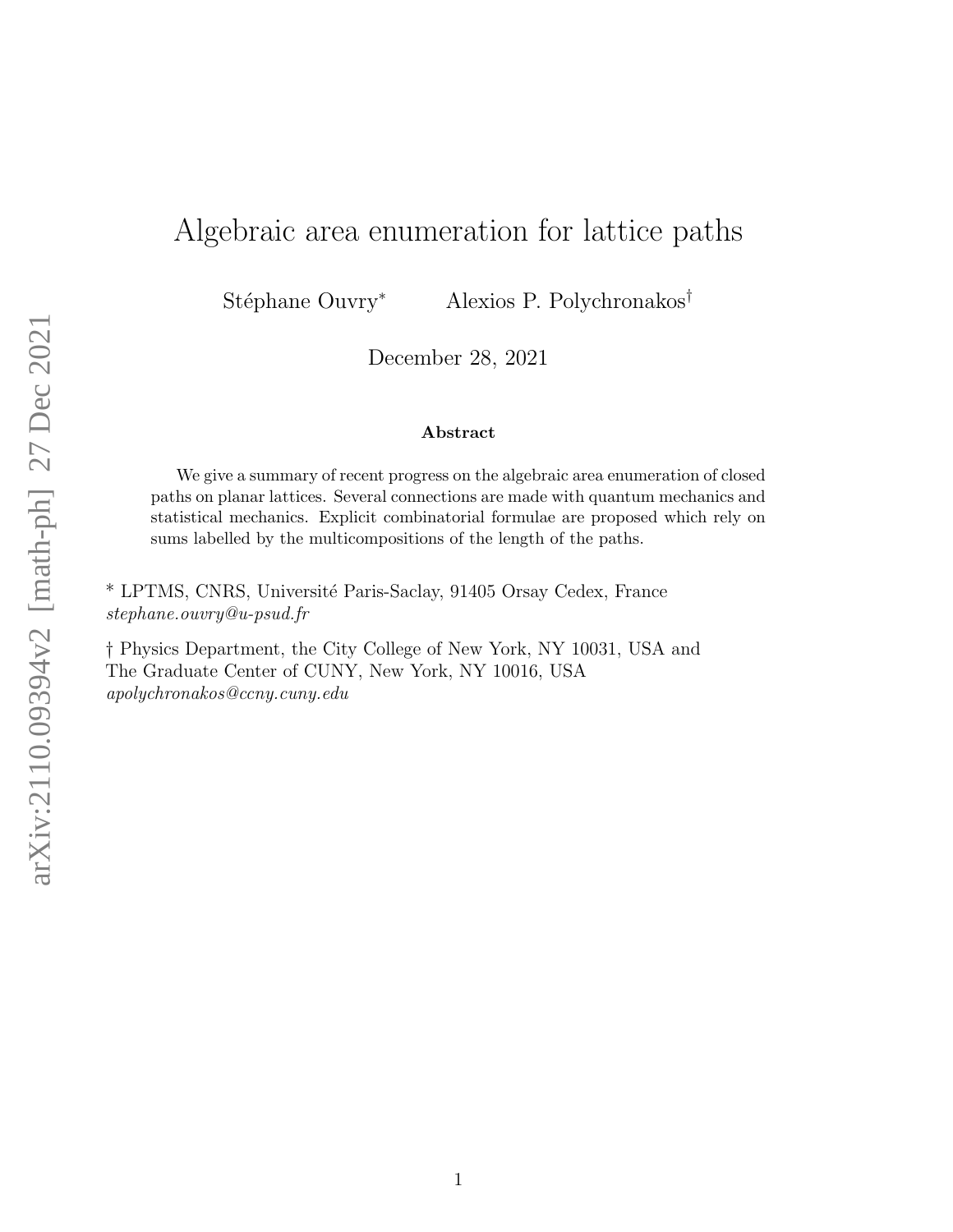# Algebraic area enumeration for lattice paths

Stéphane Ouvry[*] Alexios P. Polychronakos[†]

December 28, 2021

### Abstract

We give a summary of recent progress on the algebraic area enumeration of closed paths on planar lattices. Several connections are made with quantum mechanics and statistical mechanics. Explicit combinatorial formulae are proposed which rely on sums labelled by the multicompositions of the length of the paths.

[*] LPTMS, CNRS, Université Paris-Saclay, 91405 Orsay Cedex, France
*stephane.ouvry@u-psud.fr*

[†] Physics Department, the City College of New York, NY 10031, USA and
The Graduate Center of CUNY, New York, NY 10016, USA
*apolychronakos@ccny.cuny.edu*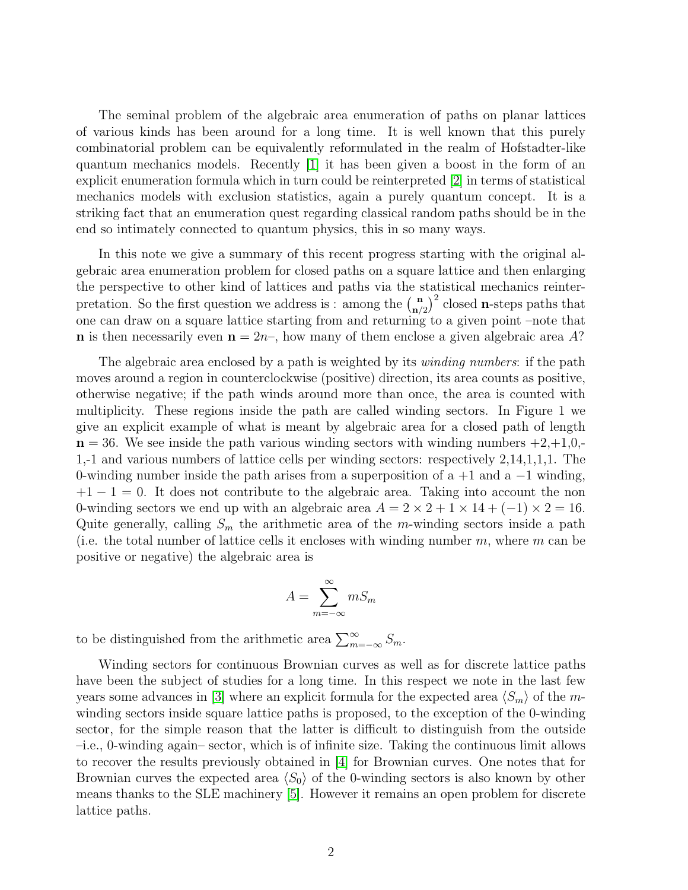The seminal problem of the algebraic area enumeration of paths on planar lattices of various kinds has been around for a long time. It is well known that this purely combinatorial problem can be equivalently reformulated in the realm of Hofstadter-like quantum mechanics models. Recently [1] it has been given a boost in the form of an explicit enumeration formula which in turn could be reinterpreted [2] in terms of statistical mechanics models with exclusion statistics, again a purely quantum concept. It is a striking fact that an enumeration quest regarding classical random paths should be in the end so intimately connected to quantum physics, this in so many ways.

In this note we give a summary of this recent progress starting with the original algebraic area enumeration problem for closed paths on a square lattice and then enlarging the perspective to other kind of lattices and paths via the statistical mechanics reinterpretation. So the first question we address is : among the $\binom{\mathbf{n}}{\mathbf{n}/2}^2$ closed $\mathbf{n}$-steps paths that one can draw on a square lattice starting from and returning to a given point –note that $\mathbf{n}$ is then necessarily even $\mathbf{n} = 2n$–, how many of them enclose a given algebraic area $A$?

The algebraic area enclosed by a path is weighted by its *winding numbers*: if the path moves around a region in counterclockwise (positive) direction, its area counts as positive, otherwise negative; if the path winds around more than once, the area is counted with multiplicity. These regions inside the path are called winding sectors. In Figure 1 we give an explicit example of what is meant by algebraic area for a closed path of length $\mathbf{n} = 36$. We see inside the path various winding sectors with winding numbers +2,+1,0,-1,-1 and various numbers of lattice cells per winding sectors: respectively 2,14,1,1,1. The 0-winding number inside the path arises from a superposition of a $+1$ and a $-1$ winding, $+1-1=0$. It does not contribute to the algebraic area. Taking into account the non 0-winding sectors we end up with an algebraic area $A = 2 \times 2 + 1 \times 14 + (-1) \times 2 = 16$. Quite generally, calling $S_m$ the arithmetic area of the $m$-winding sectors inside a path (i.e. the total number of lattice cells it encloses with winding number $m$, where $m$ can be positive or negative) the algebraic area is

$$A = \sum_{m=-\infty}^{\infty} m S_m$$

to be distinguished from the arithmetic area $\sum_{m=-\infty}^{\infty} S_m$.

Winding sectors for continuous Brownian curves as well as for discrete lattice paths have been the subject of studies for a long time. In this respect we note in the last few years some advances in [3] where an explicit formula for the expected area $\langle S_m \rangle$ of the $m$-winding sectors inside square lattice paths is proposed, to the exception of the 0-winding sector, for the simple reason that the latter is difficult to distinguish from the outside –i.e., 0-winding again– sector, which is of infinite size. Taking the continuous limit allows to recover the results previously obtained in [4] for Brownian curves. One notes that for Brownian curves the expected area $\langle S_0 \rangle$ of the 0-winding sectors is also known by other means thanks to the SLE machinery [5]. However it remains an open problem for discrete lattice paths.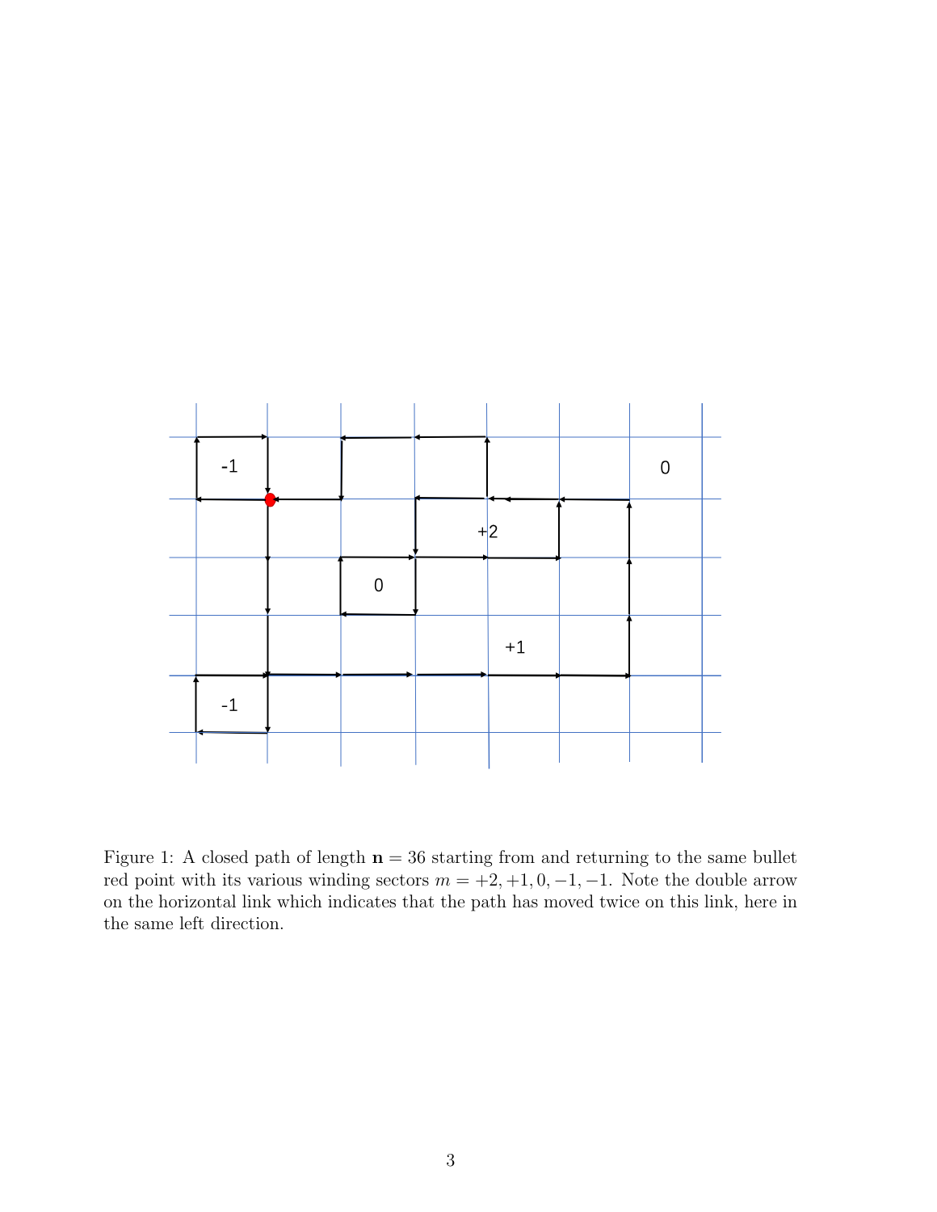Figure 1: A closed path of length $\mathbf{n} = 36$ starting from and returning to the same bullet red point with its various winding sectors $m = +2, +1, 0, -1, -1$. Note the double arrow on the horizontal link which indicates that the path has moved twice on this link, here in the same left direction.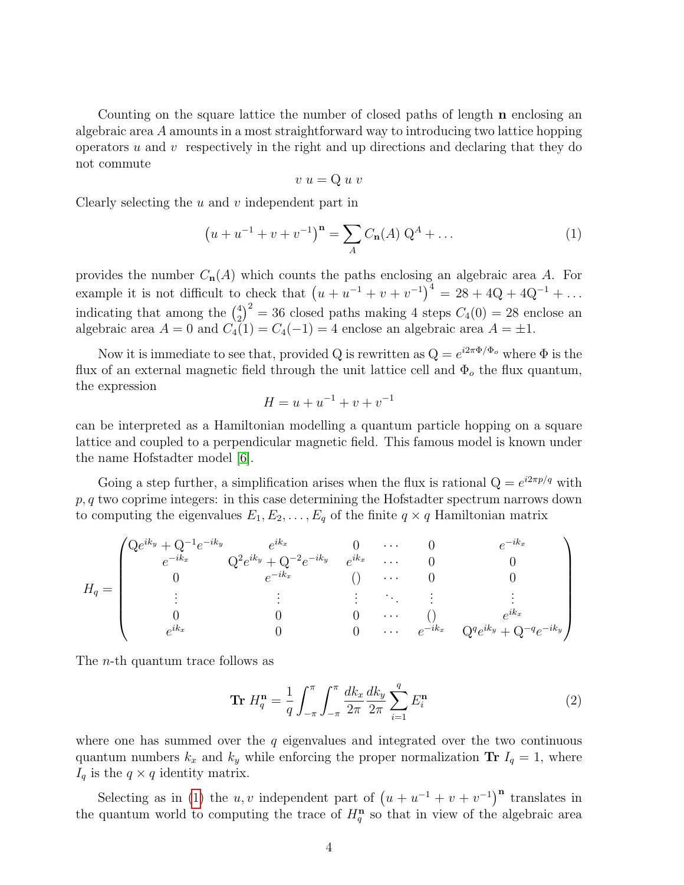Counting on the square lattice the number of closed paths of length $\mathbf{n}$ enclosing an algebraic area $A$ amounts in a most straightforward way to introducing two lattice hopping operators $u$ and $v$ respectively in the right and up directions and declaring that they do not commute

$$v\, u = \mathrm{Q}\, u\, v$$

Clearly selecting the $u$ and $v$ independent part in

$$\left(u+u^{-1}+v+v^{-1}\right)^{\mathbf{n}} = \sum_{A} C_{\mathbf{n}}(A)\ \mathrm{Q}^{A} + \ldots \tag{1}$$

provides the number $C_{\mathbf{n}}(A)$ which counts the paths enclosing an algebraic area $A$. For example it is not difficult to check that $\left(u+u^{-1}+v+v^{-1}\right)^4 = 28 + 4\mathrm{Q} + 4\mathrm{Q}^{-1} + \ldots$ indicating that among the $\binom{4}{2}^2 = 36$ closed paths making 4 steps $C_4(0) = 28$ enclose an algebraic area $A = 0$ and $C_4(1) = C_4(-1) = 4$ enclose an algebraic area $A = \pm 1$.

Now it is immediate to see that, provided Q is rewritten as $\mathrm{Q} = e^{i2\pi\Phi/\Phi_o}$ where $\Phi$ is the flux of an external magnetic field through the unit lattice cell and $\Phi_o$ the flux quantum, the expression

$$H = u + u^{-1} + v + v^{-1}$$

can be interpreted as a Hamiltonian modelling a quantum particle hopping on a square lattice and coupled to a perpendicular magnetic field. This famous model is known under the name Hofstadter model [6].

Going a step further, a simplification arises when the flux is rational $\mathrm{Q} = e^{i2\pi p/q}$ with $p, q$ two coprime integers: in this case determining the Hofstadter spectrum narrows down to computing the eigenvalues $E_1, E_2, \ldots, E_q$ of the finite $q \times q$ Hamiltonian matrix

$$H_q = \begin{pmatrix} \mathrm{Q}e^{ik_y} + \mathrm{Q}^{-1}e^{-ik_y} & e^{ik_x} & 0 & \cdots & 0 & e^{-ik_x} \\ e^{-ik_x} & \mathrm{Q}^2 e^{ik_y} + \mathrm{Q}^{-2}e^{-ik_y} & e^{ik_x} & \cdots & 0 & 0 \\ 0 & e^{-ik_x} & () & \cdots & 0 & 0 \\ \vdots & \vdots & \vdots & \ddots & \vdots & \vdots \\ 0 & 0 & 0 & \cdots & () & e^{ik_x} \\ e^{ik_x} & 0 & 0 & \cdots & e^{-ik_x} & \mathrm{Q}^q e^{ik_y} + \mathrm{Q}^{-q}e^{-ik_y} \end{pmatrix}$$

The $n$-th quantum trace follows as

$$\mathbf{Tr}\ H_q^{\mathbf{n}} = \frac{1}{q}\int_{-\pi}^{\pi}\int_{-\pi}^{\pi} \frac{dk_x}{2\pi}\frac{dk_y}{2\pi} \sum_{i=1}^{q} E_i^{\mathbf{n}} \tag{2}$$

where one has summed over the $q$ eigenvalues and integrated over the two continuous quantum numbers $k_x$ and $k_y$ while enforcing the proper normalization $\mathbf{Tr}\ I_q = 1$, where $I_q$ is the $q \times q$ identity matrix.

Selecting as in (1) the $u, v$ independent part of $\left(u+u^{-1}+v+v^{-1}\right)^{\mathbf{n}}$ translates in the quantum world to computing the trace of $H_q^{\mathbf{n}}$ so that in view of the algebraic area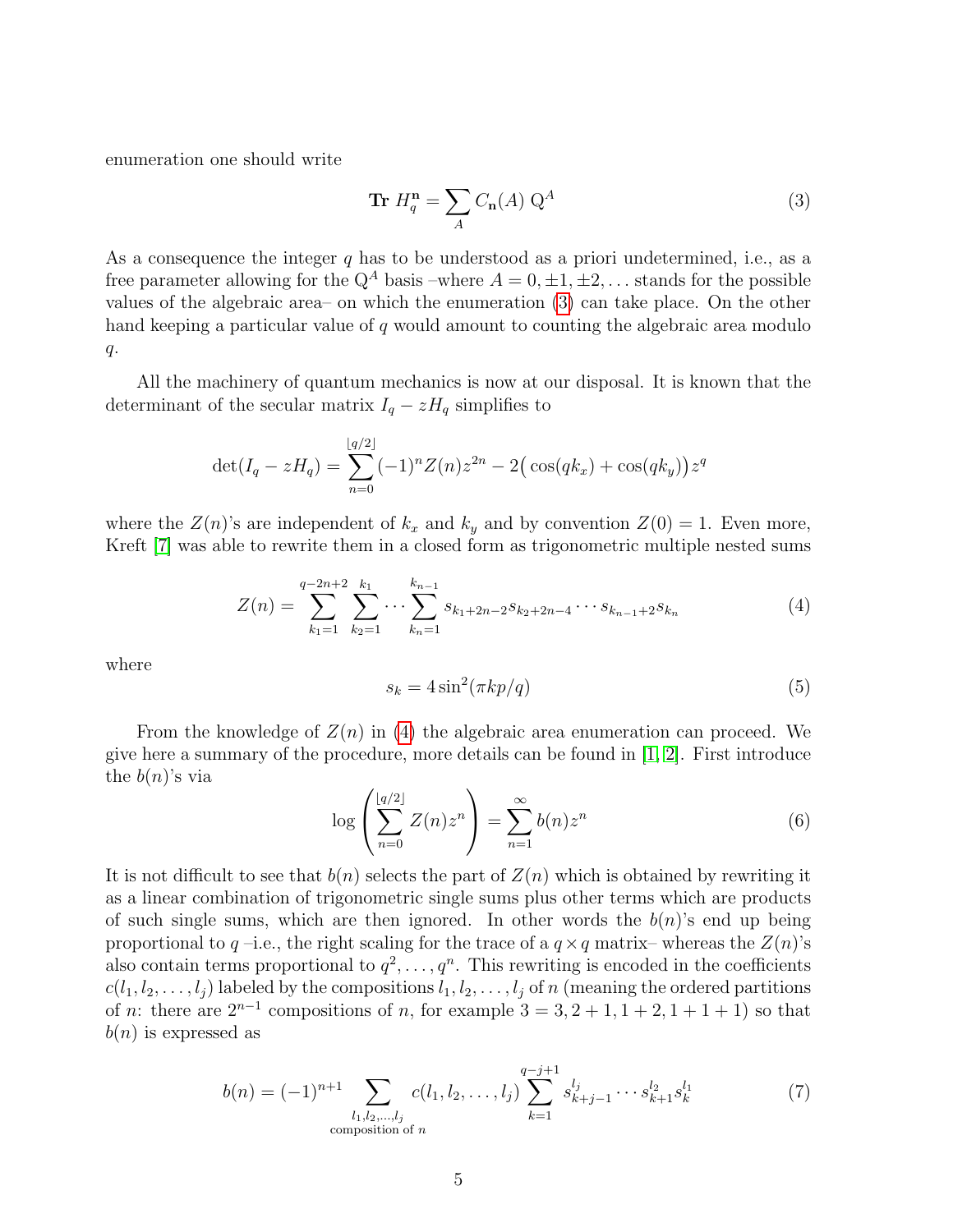enumeration one should write

$$\mathbf{Tr}\ H_q^{\mathbf{n}} = \sum_A C_{\mathbf{n}}(A)\ \mathrm{Q}^A \tag{3}$$

As a consequence the integer $q$ has to be understood as a priori undetermined, i.e., as a free parameter allowing for the $\mathrm{Q}^A$ basis –where $A = 0, \pm 1, \pm 2, \ldots$ stands for the possible values of the algebraic area– on which the enumeration (3) can take place. On the other hand keeping a particular value of $q$ would amount to counting the algebraic area modulo $q$.

All the machinery of quantum mechanics is now at our disposal. It is known that the determinant of the secular matrix $I_q - zH_q$ simplifies to

$$\det(I_q - zH_q) = \sum_{n=0}^{\lfloor q/2 \rfloor} (-1)^n Z(n) z^{2n} - 2\big(\cos(qk_x) + \cos(qk_y)\big) z^q$$

where the $Z(n)$'s are independent of $k_x$ and $k_y$ and by convention $Z(0) = 1$. Even more, Kreft [7] was able to rewrite them in a closed form as trigonometric multiple nested sums

$$Z(n) = \sum_{k_1=1}^{q-2n+2} \sum_{k_2=1}^{k_1} \cdots \sum_{k_n=1}^{k_{n-1}} s_{k_1+2n-2} s_{k_2+2n-4} \cdots s_{k_{n-1}+2} s_{k_n} \tag{4}$$

where

$$s_k = 4\sin^2(\pi k p/q) \tag{5}$$

From the knowledge of $Z(n)$ in (4) the algebraic area enumeration can proceed. We give here a summary of the procedure, more details can be found in [1, 2]. First introduce the $b(n)$'s via

$$\log\left(\sum_{n=0}^{\lfloor q/2 \rfloor} Z(n) z^n\right) = \sum_{n=1}^{\infty} b(n) z^n \tag{6}$$

It is not difficult to see that $b(n)$ selects the part of $Z(n)$ which is obtained by rewriting it as a linear combination of trigonometric single sums plus other terms which are products of such single sums, which are then ignored. In other words the $b(n)$'s end up being proportional to $q$ –i.e., the right scaling for the trace of a $q \times q$ matrix– whereas the $Z(n)$'s also contain terms proportional to $q^2, \ldots, q^n$. This rewriting is encoded in the coefficients $c(l_1, l_2, \ldots, l_j)$ labeled by the compositions $l_1, l_2, \ldots, l_j$ of $n$ (meaning the ordered partitions of $n$: there are $2^{n-1}$ compositions of $n$, for example $3 = 3, 2+1, 1+2, 1+1+1$) so that $b(n)$ is expressed as

$$b(n) = (-1)^{n+1} \sum_{\substack{l_1, l_2, \ldots, l_j \\ \text{composition of } n}} c(l_1, l_2, \ldots, l_j) \sum_{k=1}^{q-j+1} s_{k+j-1}^{l_j} \cdots s_{k+1}^{l_2} s_k^{l_1} \tag{7}$$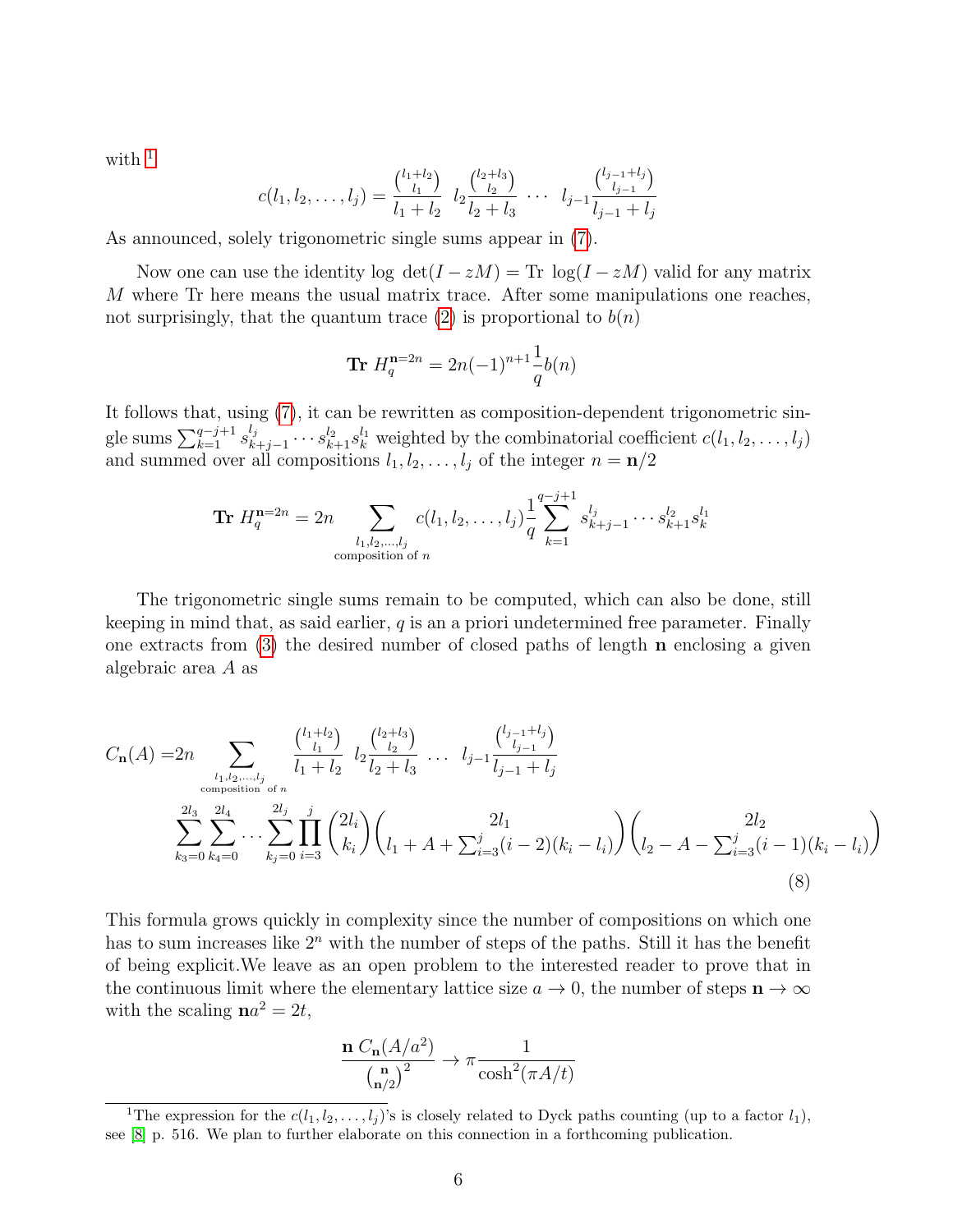with [1]

$$c(l_1, l_2, \ldots, l_j) = \frac{\binom{l_1+l_2}{l_1}}{l_1+l_2} \; l_2 \frac{\binom{l_2+l_3}{l_2}}{l_2+l_3} \; \cdots \; l_{j-1} \frac{\binom{l_{j-1}+l_j}{l_{j-1}}}{l_{j-1}+l_j}$$

As announced, solely trigonometric single sums appear in (7).

Now one can use the identity $\log\, \det(I - zM) = \mathrm{Tr}\, \log(I - zM)$ valid for any matrix $M$ where Tr here means the usual matrix trace. After some manipulations one reaches, not surprisingly, that the quantum trace (2) is proportional to $b(n)$

$$\mathbf{Tr}\; H_q^{\mathbf{n}=2n} = 2n(-1)^{n+1}\frac{1}{q}b(n)$$

It follows that, using (7), it can be rewritten as composition-dependent trigonometric single sums $\sum_{k=1}^{q-j+1} s_{k+j-1}^{l_j} \cdots s_{k+1}^{l_2} s_k^{l_1}$ weighted by the combinatorial coefficient $c(l_1, l_2, \ldots, l_j)$ and summed over all compositions $l_1, l_2, \ldots, l_j$ of the integer $n = \mathbf{n}/2$

$$\mathbf{Tr}\; H_q^{\mathbf{n}=2n} = 2n \sum_{\substack{l_1, l_2, \ldots, l_j \\ \text{composition of } n}} c(l_1, l_2, \ldots, l_j) \frac{1}{q} \sum_{k=1}^{q-j+1} s_{k+j-1}^{l_j} \cdots s_{k+1}^{l_2} s_k^{l_1}$$

The trigonometric single sums remain to be computed, which can also be done, still keeping in mind that, as said earlier, $q$ is an a priori undetermined free parameter. Finally one extracts from (3) the desired number of closed paths of length $\mathbf{n}$ enclosing a given algebraic area $A$ as

$$\begin{aligned} C_{\mathbf{n}}(A) =& 2n \sum_{\substack{l_1, l_2, \ldots, l_j \\ \text{composition of } n}} \frac{\binom{l_1+l_2}{l_1}}{l_1+l_2} \; l_2 \frac{\binom{l_2+l_3}{l_2}}{l_2+l_3} \; \cdots \; l_{j-1} \frac{\binom{l_{j-1}+l_j}{l_{j-1}}}{l_{j-1}+l_j} \\ & \sum_{k_3=0}^{2l_3} \sum_{k_4=0}^{2l_4} \cdots \sum_{k_j=0}^{2l_j} \prod_{i=3}^{j} \binom{2l_i}{k_i} \binom{2l_1}{l_1 + A + \sum_{i=3}^{j}(i-2)(k_i - l_i)} \binom{2l_2}{l_2 - A - \sum_{i=3}^{j}(i-1)(k_i - l_i)} \end{aligned} \tag{8}$$

This formula grows quickly in complexity since the number of compositions on which one has to sum increases like $2^n$ with the number of steps of the paths. Still it has the benefit of being explicit.We leave as an open problem to the interested reader to prove that in the continuous limit where the elementary lattice size $a \to 0$, the number of steps $\mathbf{n} \to \infty$ with the scaling $\mathbf{n}a^2 = 2t$,

$$\frac{\mathbf{n}\; C_{\mathbf{n}}(A/a^2)}{\binom{\mathbf{n}}{\mathbf{n}/2}^2} \to \pi \frac{1}{\cosh^2(\pi A/t)}$$

[1] The expression for the $c(l_1, l_2, \ldots, l_j)$'s is closely related to Dyck paths counting (up to a factor $l_1$), see [8] p. 516. We plan to further elaborate on this connection in a forthcoming publication.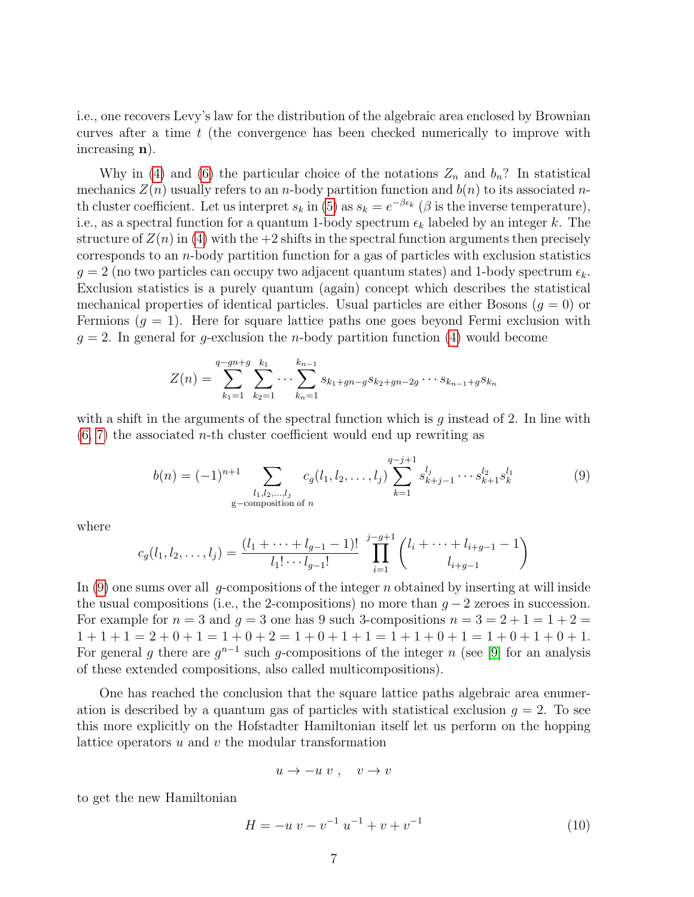i.e., one recovers Levy's law for the distribution of the algebraic area enclosed by Brownian curves after a time $t$ (the convergence has been checked numerically to improve with increasing $\mathbf{n}$).

Why in (4) and (6) the particular choice of the notations $Z_n$ and $b_n$? In statistical mechanics $Z(n)$ usually refers to an $n$-body partition function and $b(n)$ to its associated $n$-th cluster coefficient. Let us interpret $s_k$ in (5) as $s_k = e^{-\beta\epsilon_k}$ ($\beta$ is the inverse temperature), i.e., as a spectral function for a quantum 1-body spectrum $\epsilon_k$ labeled by an integer $k$. The structure of $Z(n)$ in (4) with the $+2$ shifts in the spectral function arguments then precisely corresponds to an $n$-body partition function for a gas of particles with exclusion statistics $g = 2$ (no two particles can occupy two adjacent quantum states) and 1-body spectrum $\epsilon_k$. Exclusion statistics is a purely quantum (again) concept which describes the statistical mechanical properties of identical particles. Usual particles are either Bosons ($g = 0$) or Fermions ($g = 1$). Here for square lattice paths one goes beyond Fermi exclusion with $g = 2$. In general for $g$-exclusion the $n$-body partition function (4) would become

$$Z(n) = \sum_{k_1=1}^{q-gn+g} \sum_{k_2=1}^{k_1} \cdots \sum_{k_n=1}^{k_{n-1}} s_{k_1+gn-g} s_{k_2+gn-2g} \cdots s_{k_{n-1}+g} s_{k_n}$$

with a shift in the arguments of the spectral function which is $g$ instead of 2. In line with (6, 7) the associated $n$-th cluster coefficient would end up rewriting as

$$b(n) = (-1)^{n+1} \sum_{\substack{l_1,l_2,\ldots,l_j \\ \text{g-composition of } n}} c_g(l_1, l_2, \ldots, l_j) \sum_{k=1}^{q-j+1} s_{k+j-1}^{l_j} \cdots s_{k+1}^{l_2} s_k^{l_1} \tag{9}$$

where

$$c_g(l_1, l_2, \ldots, l_j) = \frac{(l_1 + \cdots + l_{g-1} - 1)!}{l_1! \cdots l_{g-1}!} \prod_{i=1}^{j-g+1} \binom{l_i + \cdots + l_{i+g-1} - 1}{l_{i+g-1}}$$

In (9) one sums over all $g$-compositions of the integer $n$ obtained by inserting at will inside the usual compositions (i.e., the 2-compositions) no more than $g-2$ zeroes in succession. For example for $n = 3$ and $g = 3$ one has 9 such 3-compositions $n = 3 = 2+1 = 1+2 = 1+1+1 = 2+0+1 = 1+0+2 = 1+0+1+1 = 1+1+0+1 = 1+0+1+0+1$. For general $g$ there are $g^{n-1}$ such $g$-compositions of the integer $n$ (see [9] for an analysis of these extended compositions, also called multicompositions).

One has reached the conclusion that the square lattice paths algebraic area enumeration is described by a quantum gas of particles with statistical exclusion $g = 2$. To see this more explicitly on the Hofstadter Hamiltonian itself let us perform on the hopping lattice operators $u$ and $v$ the modular transformation

$$u \to -u\ v\ , \quad v \to v$$

to get the new Hamiltonian

$$H = -u\ v - v^{-1}\ u^{-1} + v + v^{-1} \tag{10}$$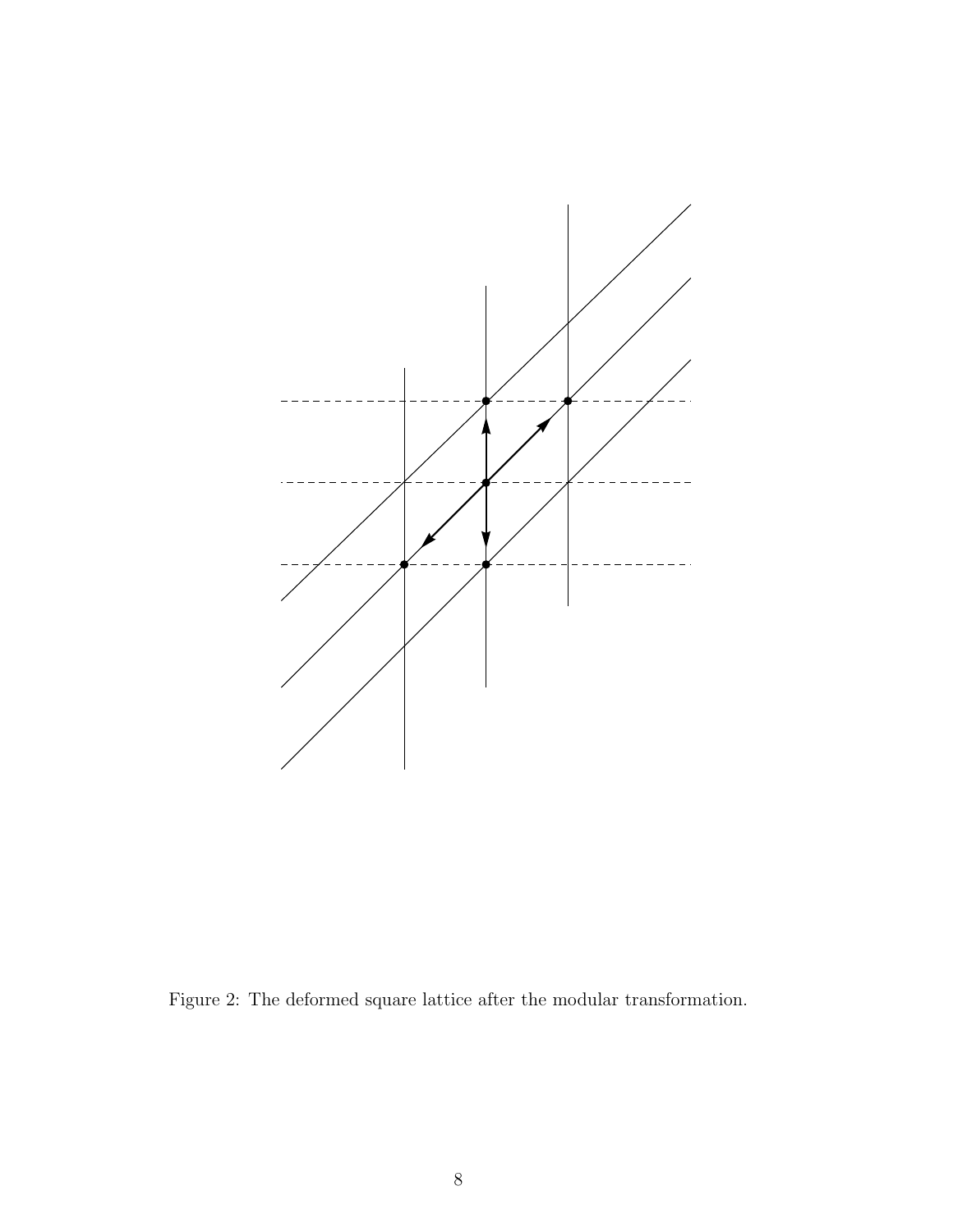Figure 2: The deformed square lattice after the modular transformation.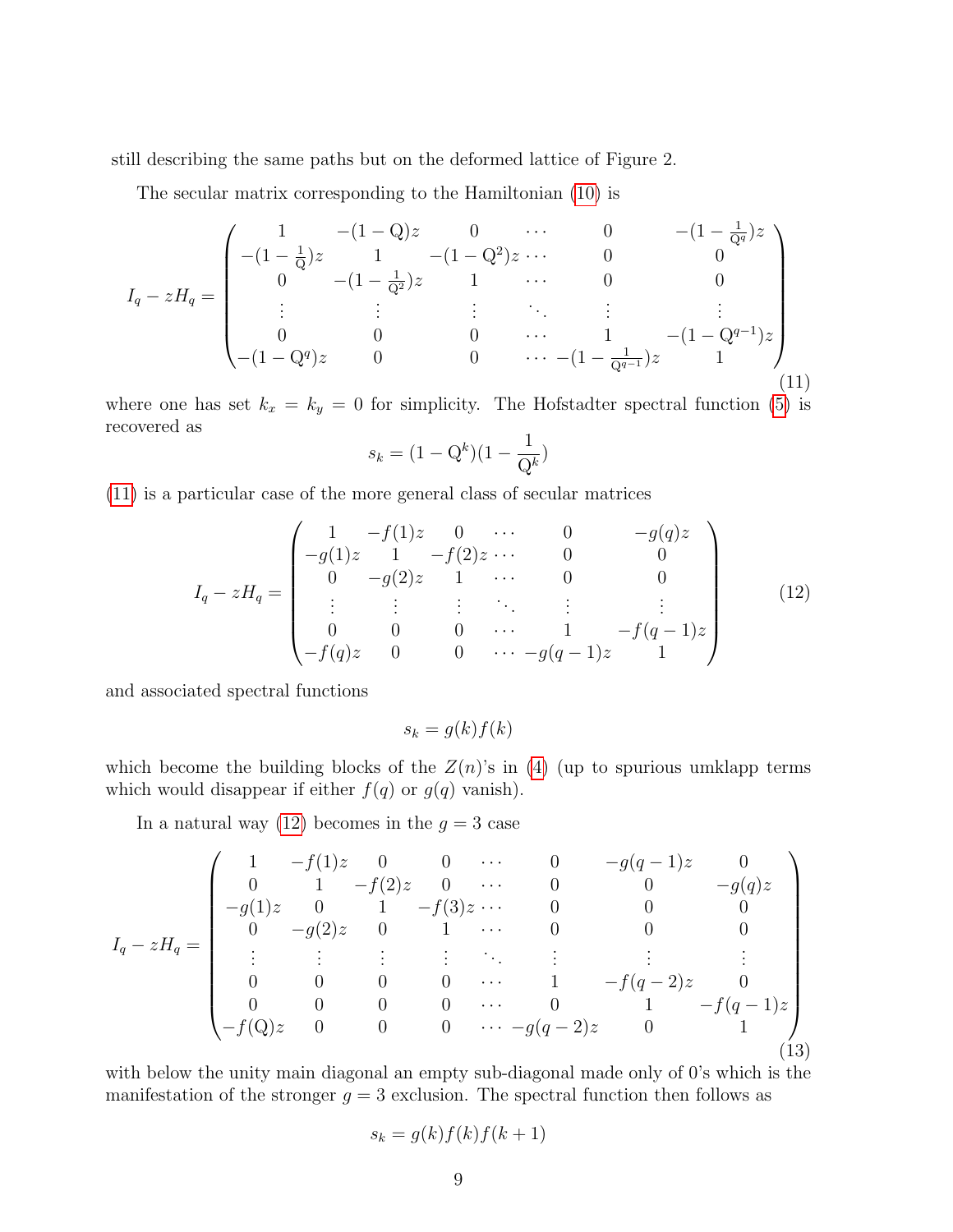still describing the same paths but on the deformed lattice of Figure 2.

The secular matrix corresponding to the Hamiltonian (10) is

$$
I_q - zH_q = \begin{pmatrix}
1 & -(1-\mathrm{Q})z & 0 & \cdots & 0 & -(1-\frac{1}{\mathrm{Q}^q})z \\
-(1-\frac{1}{\mathrm{Q}})z & 1 & -(1-\mathrm{Q}^2)z & \cdots & 0 & 0 \\
0 & -(1-\frac{1}{\mathrm{Q}^2})z & 1 & \cdots & 0 & 0 \\
\vdots & \vdots & \vdots & \ddots & \vdots & \vdots \\
0 & 0 & 0 & \cdots & 1 & -(1-\mathrm{Q}^{q-1})z \\
-(1-\mathrm{Q}^q)z & 0 & 0 & \cdots & -(1-\frac{1}{\mathrm{Q}^{q-1}})z & 1
\end{pmatrix}
\tag{11}
$$

where one has set $k_x = k_y = 0$ for simplicity. The Hofstadter spectral function (5) is recovered as

$$
s_k = (1-\mathrm{Q}^k)(1-\frac{1}{\mathrm{Q}^k})
$$

(11) is a particular case of the more general class of secular matrices

$$
I_q - zH_q = \begin{pmatrix}
1 & -f(1)z & 0 & \cdots & 0 & -g(q)z \\
-g(1)z & 1 & -f(2)z & \cdots & 0 & 0 \\
0 & -g(2)z & 1 & \cdots & 0 & 0 \\
\vdots & \vdots & \vdots & \ddots & \vdots & \vdots \\
0 & 0 & 0 & \cdots & 1 & -f(q-1)z \\
-f(q)z & 0 & 0 & \cdots & -g(q-1)z & 1
\end{pmatrix}
\tag{12}
$$

and associated spectral functions

$$
s_k = g(k)f(k)
$$

which become the building blocks of the $Z(n)$'s in (4) (up to spurious umklapp terms which would disappear if either $f(q)$ or $g(q)$ vanish).

In a natural way (12) becomes in the $g = 3$ case

$$
I_q - zH_q = \begin{pmatrix}
1 & -f(1)z & 0 & 0 & \cdots & 0 & -g(q-1)z & 0 \\
0 & 1 & -f(2)z & 0 & \cdots & 0 & 0 & -g(q)z \\
-g(1)z & 0 & 1 & -f(3)z & \cdots & 0 & 0 & 0 \\
0 & -g(2)z & 0 & 1 & \cdots & 0 & 0 & 0 \\
\vdots & \vdots & \vdots & \vdots & \ddots & \vdots & \vdots & \vdots \\
0 & 0 & 0 & 0 & \cdots & 1 & -f(q-2)z & 0 \\
0 & 0 & 0 & 0 & \cdots & 0 & 1 & -f(q-1)z \\
-f(\mathrm{Q})z & 0 & 0 & 0 & \cdots & -g(q-2)z & 0 & 1
\end{pmatrix}
\tag{13}
$$

with below the unity main diagonal an empty sub-diagonal made only of 0's which is the manifestation of the stronger $g = 3$ exclusion. The spectral function then follows as

$$
s_k = g(k)f(k)f(k+1)
$$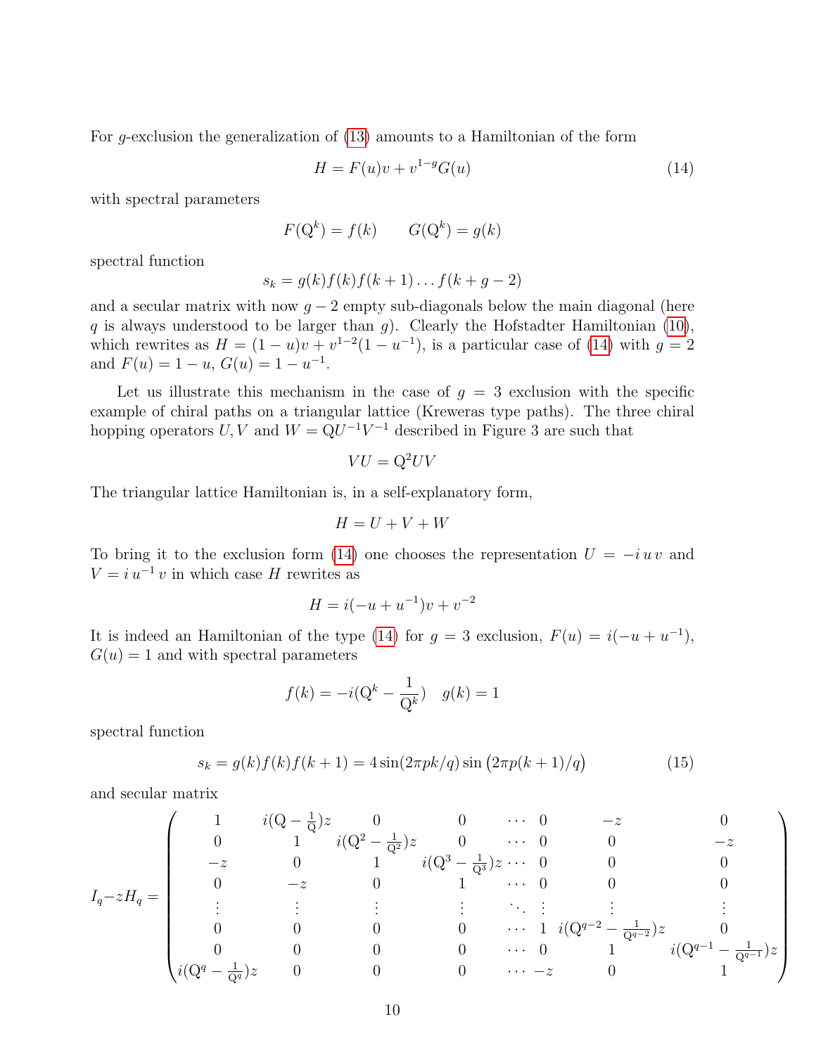For $g$-exclusion the generalization of (13) amounts to a Hamiltonian of the form

$$H = F(u)v + v^{1-g}G(u) \tag{14}$$

with spectral parameters

$$F(\mathrm{Q}^k) = f(k) \qquad G(\mathrm{Q}^k) = g(k)$$

spectral function

$$s_k = g(k)f(k)f(k+1)\dots f(k+g-2)$$

and a secular matrix with now $g-2$ empty sub-diagonals below the main diagonal (here $q$ is always understood to be larger than $g$). Clearly the Hofstadter Hamiltonian (10), which rewrites as $H = (1-u)v + v^{1-2}(1-u^{-1})$, is a particular case of (14) with $g = 2$ and $F(u) = 1-u$, $G(u) = 1-u^{-1}$.

Let us illustrate this mechanism in the case of $g = 3$ exclusion with the specific example of chiral paths on a triangular lattice (Kreweras type paths). The three chiral hopping operators $U, V$ and $W = \mathrm{Q}U^{-1}V^{-1}$ described in Figure 3 are such that

$$VU = \mathrm{Q}^2 UV$$

The triangular lattice Hamiltonian is, in a self-explanatory form,

$$H = U + V + W$$

To bring it to the exclusion form (14) one chooses the representation $U = -i\,u\,v$ and $V = i\,u^{-1}\,v$ in which case $H$ rewrites as

$$H = i(-u + u^{-1})v + v^{-2}$$

It is indeed an Hamiltonian of the type (14) for $g = 3$ exclusion, $F(u) = i(-u + u^{-1})$, $G(u) = 1$ and with spectral parameters

$$f(k) = -i(\mathrm{Q}^k - \frac{1}{\mathrm{Q}^k}) \quad g(k) = 1$$

spectral function

$$s_k = g(k)f(k)f(k+1) = 4\sin(2\pi pk/q)\sin\big(2\pi p(k+1)/q\big) \tag{15}$$

and secular matrix

$$I_q - zH_q = \begin{pmatrix}
1 & i(\mathrm{Q}-\frac{1}{\mathrm{Q}})z & 0 & 0 & \cdots & 0 & -z & 0 \\
0 & 1 & i(\mathrm{Q}^2-\frac{1}{\mathrm{Q}^2})z & 0 & \cdots & 0 & 0 & -z \\
-z & 0 & 1 & i(\mathrm{Q}^3-\frac{1}{\mathrm{Q}^3})z & \cdots & 0 & 0 & 0 \\
0 & -z & 0 & 1 & \cdots & 0 & 0 & 0 \\
\vdots & \vdots & \vdots & \vdots & \ddots & \vdots & \vdots & \vdots \\
0 & 0 & 0 & 0 & \cdots & 1 & i(\mathrm{Q}^{q-2}-\frac{1}{\mathrm{Q}^{q-2}})z & 0 \\
0 & 0 & 0 & 0 & \cdots & 0 & 1 & i(\mathrm{Q}^{q-1}-\frac{1}{\mathrm{Q}^{q-1}})z \\
i(\mathrm{Q}^{q}-\frac{1}{\mathrm{Q}^{q}})z & 0 & 0 & 0 & \cdots & -z & 0 & 1
\end{pmatrix}$$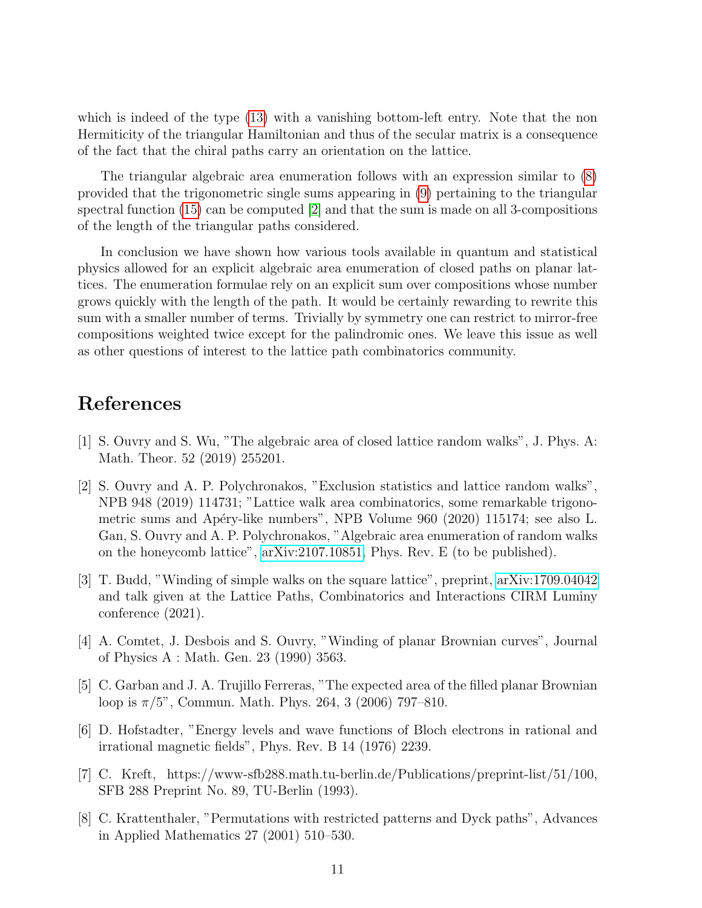which is indeed of the type (13) with a vanishing bottom-left entry. Note that the non Hermiticity of the triangular Hamiltonian and thus of the secular matrix is a consequence of the fact that the chiral paths carry an orientation on the lattice.

The triangular algebraic area enumeration follows with an expression similar to (8) provided that the trigonometric single sums appearing in (9) pertaining to the triangular spectral function (15) can be computed [2] and that the sum is made on all 3-compositions of the length of the triangular paths considered.

In conclusion we have shown how various tools available in quantum and statistical physics allowed for an explicit algebraic area enumeration of closed paths on planar lattices. The enumeration formulae rely on an explicit sum over compositions whose number grows quickly with the length of the path. It would be certainly rewarding to rewrite this sum with a smaller number of terms. Trivially by symmetry one can restrict to mirror-free compositions weighted twice except for the palindromic ones. We leave this issue as well as other questions of interest to the lattice path combinatorics community.

# References

[1] S. Ouvry and S. Wu, "The algebraic area of closed lattice random walks", J. Phys. A: Math. Theor. 52 (2019) 255201.

[2] S. Ouvry and A. P. Polychronakos, "Exclusion statistics and lattice random walks", NPB 948 (2019) 114731; "Lattice walk area combinatorics, some remarkable trigonometric sums and Apéry-like numbers", NPB Volume 960 (2020) 115174; see also L. Gan, S. Ouvry and A. P. Polychronakos, "Algebraic area enumeration of random walks on the honeycomb lattice", arXiv:2107.10851, Phys. Rev. E (to be published).

[3] T. Budd, "Winding of simple walks on the square lattice", preprint, arXiv:1709.04042 and talk given at the Lattice Paths, Combinatorics and Interactions CIRM Luminy conference (2021).

[4] A. Comtet, J. Desbois and S. Ouvry, "Winding of planar Brownian curves", Journal of Physics A : Math. Gen. 23 (1990) 3563.

[5] C. Garban and J. A. Trujillo Ferreras, "The expected area of the filled planar Brownian loop is $\pi/5$", Commun. Math. Phys. 264, 3 (2006) 797–810.

[6] D. Hofstadter, "Energy levels and wave functions of Bloch electrons in rational and irrational magnetic fields", Phys. Rev. B 14 (1976) 2239.

[7] C. Kreft, https://www-sfb288.math.tu-berlin.de/Publications/preprint-list/51/100, SFB 288 Preprint No. 89, TU-Berlin (1993).

[8] C. Krattenthaler, "Permutations with restricted patterns and Dyck paths", Advances in Applied Mathematics 27 (2001) 510–530.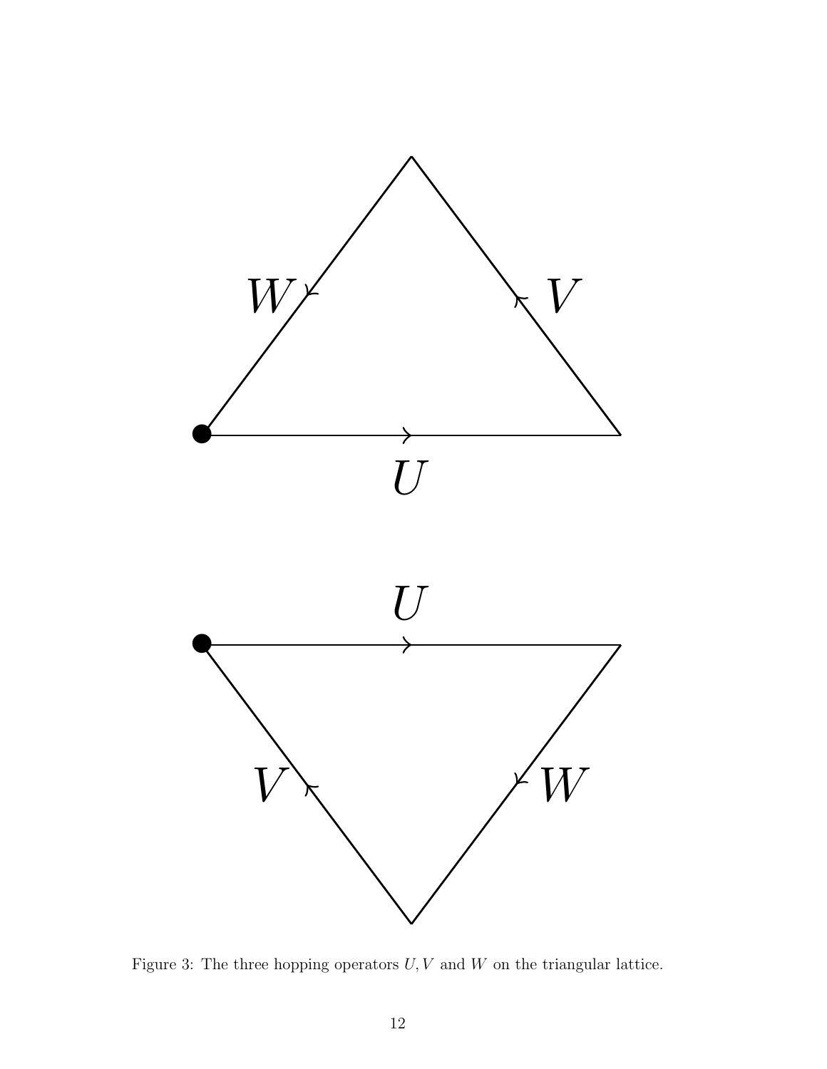Figure 3: The three hopping operators $U, V$ and $W$ on the triangular lattice.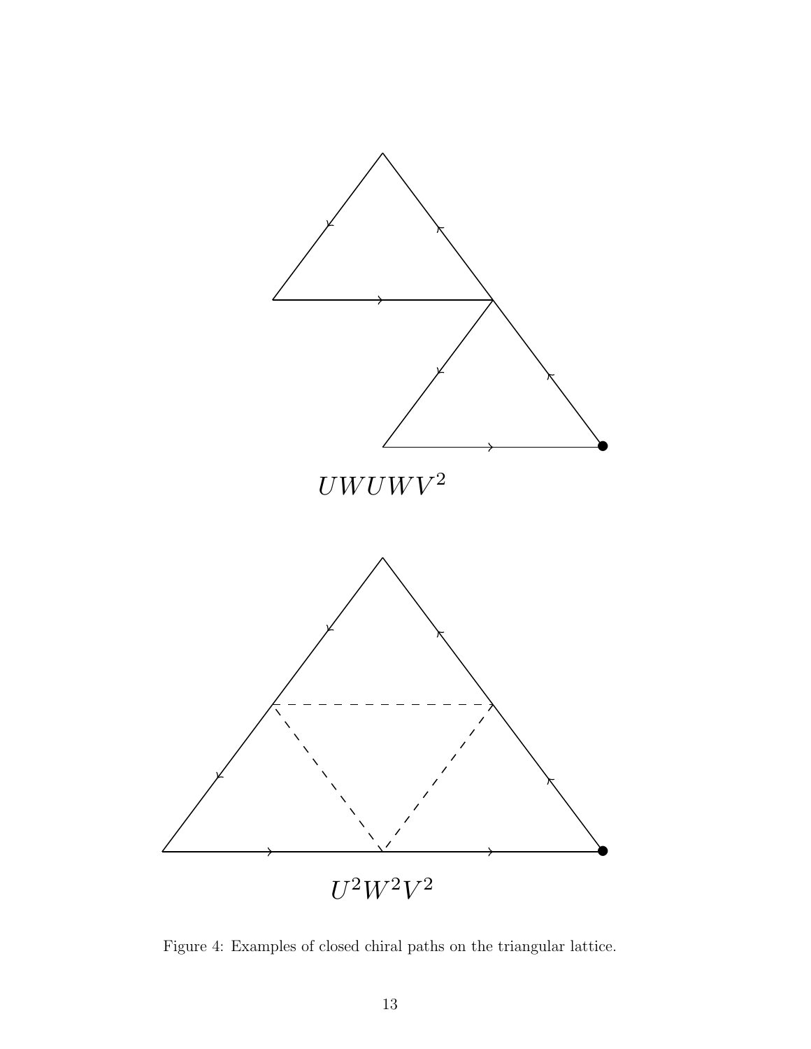$UWUWV^2$

$U^2W^2V^2$

Figure 4: Examples of closed chiral paths on the triangular lattice.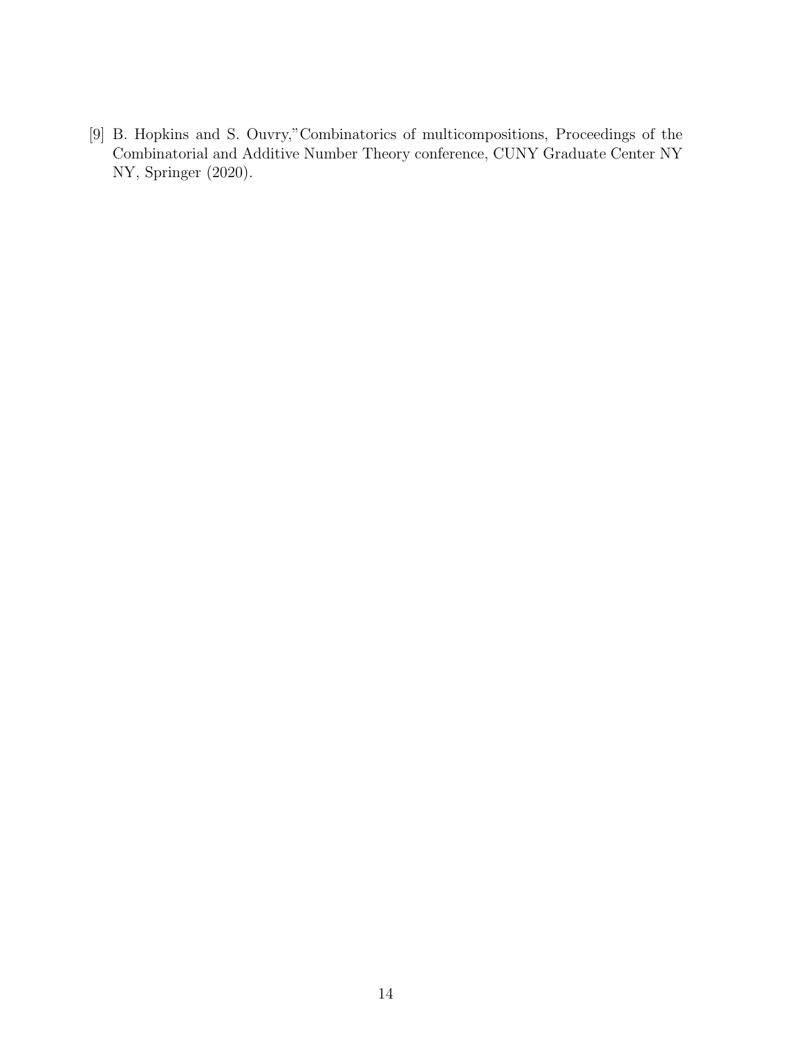[9] B. Hopkins and S. Ouvry,"Combinatorics of multicompositions, Proceedings of the Combinatorial and Additive Number Theory conference, CUNY Graduate Center NY NY, Springer (2020).